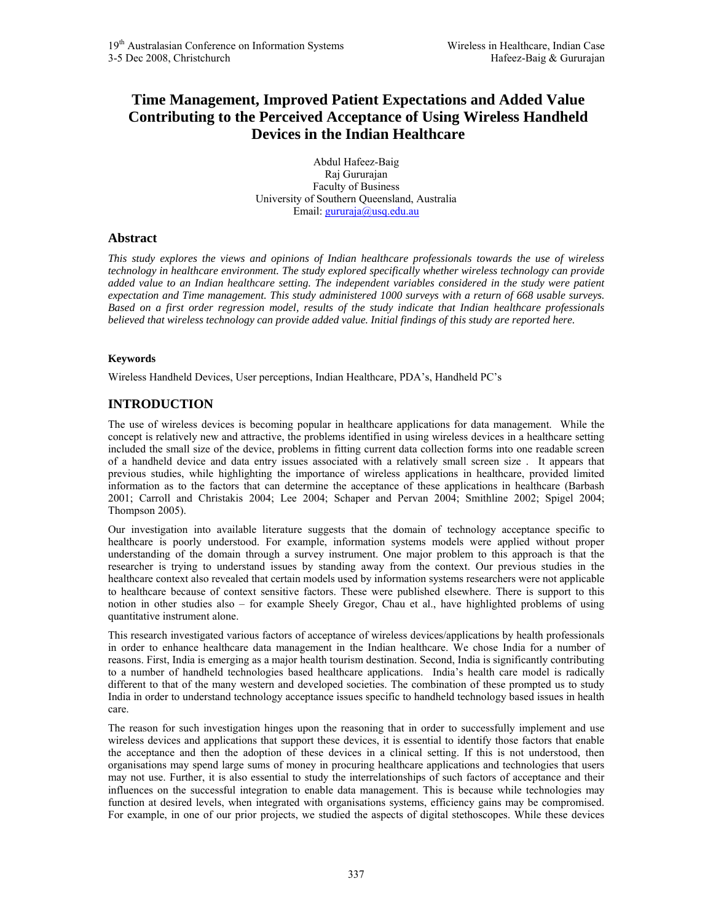# Time Management, Improved Patient Expectations and Added Value Contributing to the Perceived Acceptance of Using Wireless Handheld Devices in the Indian Healthcare

Abdul Hafeez-Baig
Raj Gururajan
Faculty of Business
University of Southern Queensland, Australia
Email: gururaja@usq.edu.au

## Abstract

*This study explores the views and opinions of Indian healthcare professionals towards the use of wireless technology in healthcare environment. The study explored specifically whether wireless technology can provide added value to an Indian healthcare setting. The independent variables considered in the study were patient expectation and Time management. This study administered 1000 surveys with a return of 668 usable surveys. Based on a first order regression model, results of the study indicate that Indian healthcare professionals believed that wireless technology can provide added value. Initial findings of this study are reported here.*

#### Keywords

Wireless Handheld Devices, User perceptions, Indian Healthcare, PDA's, Handheld PC's

## INTRODUCTION

The use of wireless devices is becoming popular in healthcare applications for data management. While the concept is relatively new and attractive, the problems identified in using wireless devices in a healthcare setting included the small size of the device, problems in fitting current data collection forms into one readable screen of a handheld device and data entry issues associated with a relatively small screen size . It appears that previous studies, while highlighting the importance of wireless applications in healthcare, provided limited information as to the factors that can determine the acceptance of these applications in healthcare (Barbash 2001; Carroll and Christakis 2004; Lee 2004; Schaper and Pervan 2004; Smithline 2002; Spigel 2004; Thompson 2005).

Our investigation into available literature suggests that the domain of technology acceptance specific to healthcare is poorly understood. For example, information systems models were applied without proper understanding of the domain through a survey instrument. One major problem to this approach is that the researcher is trying to understand issues by standing away from the context. Our previous studies in the healthcare context also revealed that certain models used by information systems researchers were not applicable to healthcare because of context sensitive factors. These were published elsewhere. There is support to this notion in other studies also – for example Sheely Gregor, Chau et al., have highlighted problems of using quantitative instrument alone.

This research investigated various factors of acceptance of wireless devices/applications by health professionals in order to enhance healthcare data management in the Indian healthcare. We chose India for a number of reasons. First, India is emerging as a major health tourism destination. Second, India is significantly contributing to a number of handheld technologies based healthcare applications. India's health care model is radically different to that of the many western and developed societies. The combination of these prompted us to study India in order to understand technology acceptance issues specific to handheld technology based issues in health care.

The reason for such investigation hinges upon the reasoning that in order to successfully implement and use wireless devices and applications that support these devices, it is essential to identify those factors that enable the acceptance and then the adoption of these devices in a clinical setting. If this is not understood, then organisations may spend large sums of money in procuring healthcare applications and technologies that users may not use. Further, it is also essential to study the interrelationships of such factors of acceptance and their influences on the successful integration to enable data management. This is because while technologies may function at desired levels, when integrated with organisations systems, efficiency gains may be compromised. For example, in one of our prior projects, we studied the aspects of digital stethoscopes. While these devices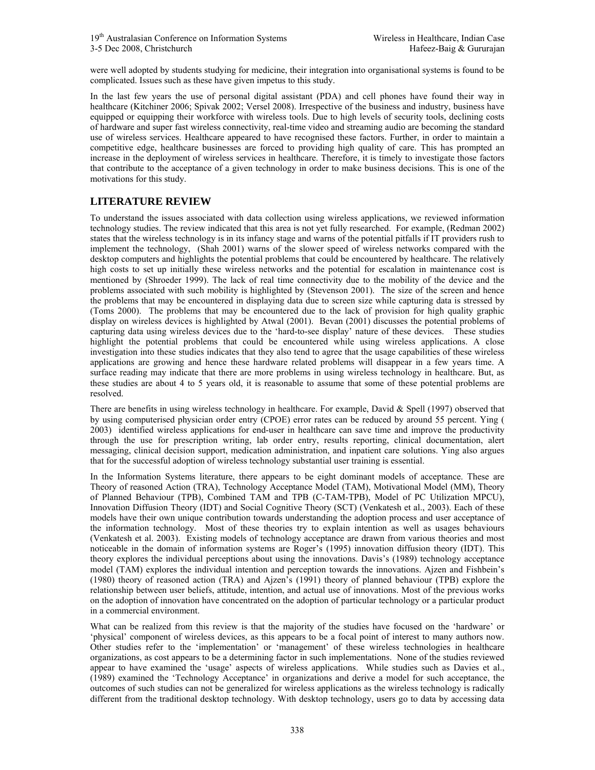were well adopted by students studying for medicine, their integration into organisational systems is found to be complicated. Issues such as these have given impetus to this study.

In the last few years the use of personal digital assistant (PDA) and cell phones have found their way in healthcare (Kitchiner 2006; Spivak 2002; Versel 2008). Irrespective of the business and industry, business have equipped or equipping their workforce with wireless tools. Due to high levels of security tools, declining costs of hardware and super fast wireless connectivity, real-time video and streaming audio are becoming the standard use of wireless services. Healthcare appeared to have recognised these factors. Further, in order to maintain a competitive edge, healthcare businesses are forced to providing high quality of care. This has prompted an increase in the deployment of wireless services in healthcare. Therefore, it is timely to investigate those factors that contribute to the acceptance of a given technology in order to make business decisions. This is one of the motivations for this study.

## LITERATURE REVIEW

To understand the issues associated with data collection using wireless applications, we reviewed information technology studies. The review indicated that this area is not yet fully researched. For example, (Redman 2002) states that the wireless technology is in its infancy stage and warns of the potential pitfalls if IT providers rush to implement the technology, (Shah 2001) warns of the slower speed of wireless networks compared with the desktop computers and highlights the potential problems that could be encountered by healthcare. The relatively high costs to set up initially these wireless networks and the potential for escalation in maintenance cost is mentioned by (Shroeder 1999). The lack of real time connectivity due to the mobility of the device and the problems associated with such mobility is highlighted by (Stevenson 2001). The size of the screen and hence the problems that may be encountered in displaying data due to screen size while capturing data is stressed by (Toms 2000). The problems that may be encountered due to the lack of provision for high quality graphic display on wireless devices is highlighted by Atwal (2001). Bevan (2001) discusses the potential problems of capturing data using wireless devices due to the 'hard-to-see display' nature of these devices. These studies highlight the potential problems that could be encountered while using wireless applications. A close investigation into these studies indicates that they also tend to agree that the usage capabilities of these wireless applications are growing and hence these hardware related problems will disappear in a few years time. A surface reading may indicate that there are more problems in using wireless technology in healthcare. But, as these studies are about 4 to 5 years old, it is reasonable to assume that some of these potential problems are resolved.

There are benefits in using wireless technology in healthcare. For example, David & Spell (1997) observed that by using computerised physician order entry (CPOE) error rates can be reduced by around 55 percent. Ying ( 2003) identified wireless applications for end-user in healthcare can save time and improve the productivity through the use for prescription writing, lab order entry, results reporting, clinical documentation, alert messaging, clinical decision support, medication administration, and inpatient care solutions. Ying also argues that for the successful adoption of wireless technology substantial user training is essential.

In the Information Systems literature, there appears to be eight dominant models of acceptance. These are Theory of reasoned Action (TRA), Technology Acceptance Model (TAM), Motivational Model (MM), Theory of Planned Behaviour (TPB), Combined TAM and TPB (C-TAM-TPB), Model of PC Utilization MPCU), Innovation Diffusion Theory (IDT) and Social Cognitive Theory (SCT) (Venkatesh et al., 2003). Each of these models have their own unique contribution towards understanding the adoption process and user acceptance of the information technology. Most of these theories try to explain intention as well as usages behaviours (Venkatesh et al. 2003). Existing models of technology acceptance are drawn from various theories and most noticeable in the domain of information systems are Roger's (1995) innovation diffusion theory (IDT). This theory explores the individual perceptions about using the innovations. Davis's (1989) technology acceptance model (TAM) explores the individual intention and perception towards the innovations. Ajzen and Fishbein's (1980) theory of reasoned action (TRA) and Ajzen's (1991) theory of planned behaviour (TPB) explore the relationship between user beliefs, attitude, intention, and actual use of innovations. Most of the previous works on the adoption of innovation have concentrated on the adoption of particular technology or a particular product in a commercial environment.

What can be realized from this review is that the majority of the studies have focused on the 'hardware' or 'physical' component of wireless devices, as this appears to be a focal point of interest to many authors now. Other studies refer to the 'implementation' or 'management' of these wireless technologies in healthcare organizations, as cost appears to be a determining factor in such implementations. None of the studies reviewed appear to have examined the 'usage' aspects of wireless applications. While studies such as Davies et al., (1989) examined the 'Technology Acceptance' in organizations and derive a model for such acceptance, the outcomes of such studies can not be generalized for wireless applications as the wireless technology is radically different from the traditional desktop technology. With desktop technology, users go to data by accessing data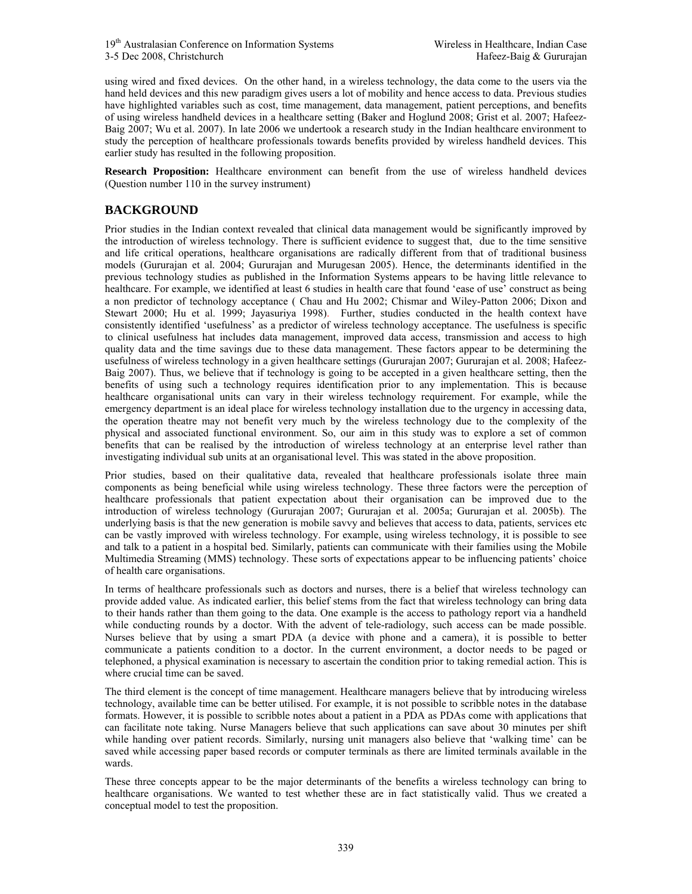using wired and fixed devices. On the other hand, in a wireless technology, the data come to the users via the hand held devices and this new paradigm gives users a lot of mobility and hence access to data. Previous studies have highlighted variables such as cost, time management, data management, patient perceptions, and benefits of using wireless handheld devices in a healthcare setting (Baker and Hoglund 2008; Grist et al. 2007; Hafeez-Baig 2007; Wu et al. 2007). In late 2006 we undertook a research study in the Indian healthcare environment to study the perception of healthcare professionals towards benefits provided by wireless handheld devices. This earlier study has resulted in the following proposition.

**Research Proposition:** Healthcare environment can benefit from the use of wireless handheld devices (Question number 110 in the survey instrument)

## BACKGROUND

Prior studies in the Indian context revealed that clinical data management would be significantly improved by the introduction of wireless technology. There is sufficient evidence to suggest that, due to the time sensitive and life critical operations, healthcare organisations are radically different from that of traditional business models (Gururajan et al. 2004; Gururajan and Murugesan 2005). Hence, the determinants identified in the previous technology studies as published in the Information Systems appears to be having little relevance to healthcare. For example, we identified at least 6 studies in health care that found 'ease of use' construct as being a non predictor of technology acceptance ( Chau and Hu 2002; Chismar and Wiley-Patton 2006; Dixon and Stewart 2000; Hu et al. 1999; Jayasuriya 1998). Further, studies conducted in the health context have consistently identified 'usefulness' as a predictor of wireless technology acceptance. The usefulness is specific to clinical usefulness hat includes data management, improved data access, transmission and access to high quality data and the time savings due to these data management. These factors appear to be determining the usefulness of wireless technology in a given healthcare settings (Gururajan 2007; Gururajan et al. 2008; Hafeez-Baig 2007). Thus, we believe that if technology is going to be accepted in a given healthcare setting, then the benefits of using such a technology requires identification prior to any implementation. This is because healthcare organisational units can vary in their wireless technology requirement. For example, while the emergency department is an ideal place for wireless technology installation due to the urgency in accessing data, the operation theatre may not benefit very much by the wireless technology due to the complexity of the physical and associated functional environment. So, our aim in this study was to explore a set of common benefits that can be realised by the introduction of wireless technology at an enterprise level rather than investigating individual sub units at an organisational level. This was stated in the above proposition.

Prior studies, based on their qualitative data, revealed that healthcare professionals isolate three main components as being beneficial while using wireless technology. These three factors were the perception of healthcare professionals that patient expectation about their organisation can be improved due to the introduction of wireless technology (Gururajan 2007; Gururajan et al. 2005a; Gururajan et al. 2005b). The underlying basis is that the new generation is mobile savvy and believes that access to data, patients, services etc can be vastly improved with wireless technology. For example, using wireless technology, it is possible to see and talk to a patient in a hospital bed. Similarly, patients can communicate with their families using the Mobile Multimedia Streaming (MMS) technology. These sorts of expectations appear to be influencing patients' choice of health care organisations.

In terms of healthcare professionals such as doctors and nurses, there is a belief that wireless technology can provide added value. As indicated earlier, this belief stems from the fact that wireless technology can bring data to their hands rather than them going to the data. One example is the access to pathology report via a handheld while conducting rounds by a doctor. With the advent of tele-radiology, such access can be made possible. Nurses believe that by using a smart PDA (a device with phone and a camera), it is possible to better communicate a patients condition to a doctor. In the current environment, a doctor needs to be paged or telephoned, a physical examination is necessary to ascertain the condition prior to taking remedial action. This is where crucial time can be saved.

The third element is the concept of time management. Healthcare managers believe that by introducing wireless technology, available time can be better utilised. For example, it is not possible to scribble notes in the database formats. However, it is possible to scribble notes about a patient in a PDA as PDAs come with applications that can facilitate note taking. Nurse Managers believe that such applications can save about 30 minutes per shift while handing over patient records. Similarly, nursing unit managers also believe that 'walking time' can be saved while accessing paper based records or computer terminals as there are limited terminals available in the wards.

These three concepts appear to be the major determinants of the benefits a wireless technology can bring to healthcare organisations. We wanted to test whether these are in fact statistically valid. Thus we created a conceptual model to test the proposition.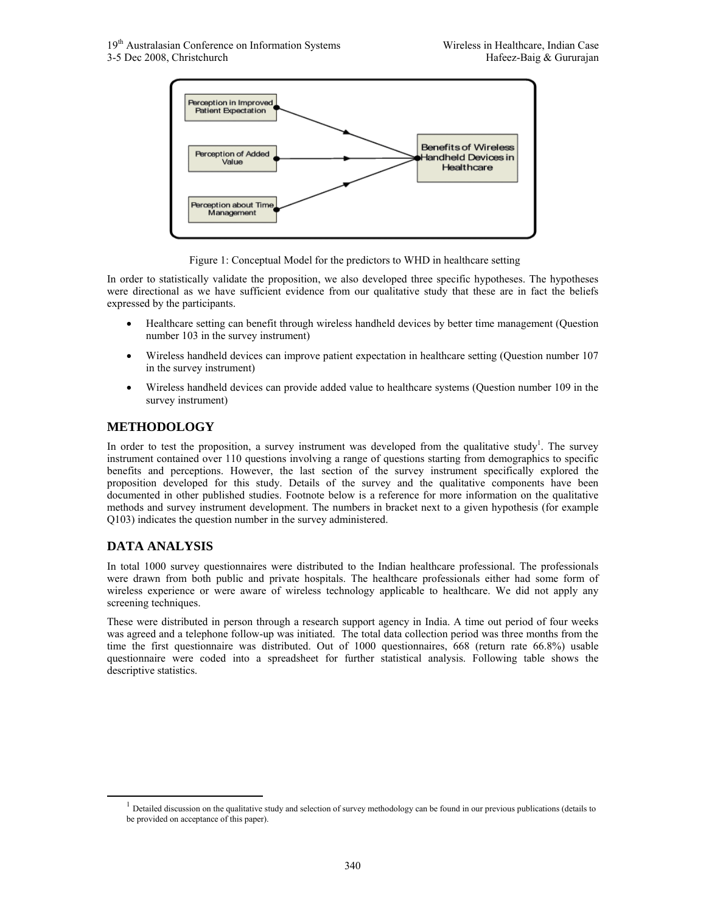Figure 1: Conceptual Model for the predictors to WHD in healthcare setting

In order to statistically validate the proposition, we also developed three specific hypotheses. The hypotheses were directional as we have sufficient evidence from our qualitative study that these are in fact the beliefs expressed by the participants.

- Healthcare setting can benefit through wireless handheld devices by better time management (Question number 103 in the survey instrument)
- Wireless handheld devices can improve patient expectation in healthcare setting (Question number 107 in the survey instrument)
- Wireless handheld devices can provide added value to healthcare systems (Question number 109 in the survey instrument)

## METHODOLOGY

In order to test the proposition, a survey instrument was developed from the qualitative study[1]. The survey instrument contained over 110 questions involving a range of questions starting from demographics to specific benefits and perceptions. However, the last section of the survey instrument specifically explored the proposition developed for this study. Details of the survey and the qualitative components have been documented in other published studies. Footnote below is a reference for more information on the qualitative methods and survey instrument development. The numbers in bracket next to a given hypothesis (for example Q103) indicates the question number in the survey administered.

## DATA ANALYSIS

In total 1000 survey questionnaires were distributed to the Indian healthcare professional. The professionals were drawn from both public and private hospitals. The healthcare professionals either had some form of wireless experience or were aware of wireless technology applicable to healthcare. We did not apply any screening techniques.

These were distributed in person through a research support agency in India. A time out period of four weeks was agreed and a telephone follow-up was initiated. The total data collection period was three months from the time the first questionnaire was distributed. Out of 1000 questionnaires, 668 (return rate 66.8%) usable questionnaire were coded into a spreadsheet for further statistical analysis. Following table shows the descriptive statistics.

[1] Detailed discussion on the qualitative study and selection of survey methodology can be found in our previous publications (details to be provided on acceptance of this paper).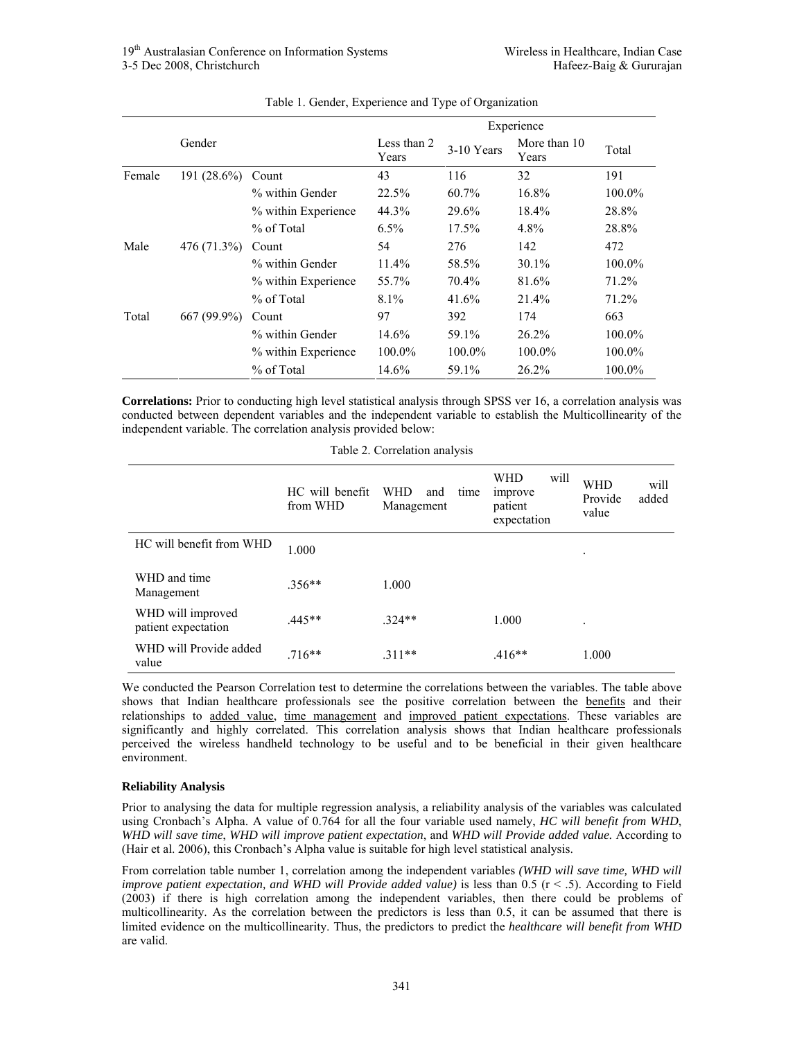Table 1. Gender, Experience and Type of Organization

| Gender | | | Experience | | | |
|---|---|---|---|---|---|---|
| | | | Less than 2 Years | 3-10 Years | More than 10 Years | Total |
| Female | 191 (28.6%) | Count | 43 | 116 | 32 | 191 |
| | | % within Gender | 22.5% | 60.7% | 16.8% | 100.0% |
| | | % within Experience | 44.3% | 29.6% | 18.4% | 28.8% |
| | | % of Total | 6.5% | 17.5% | 4.8% | 28.8% |
| Male | 476 (71.3%) | Count | 54 | 276 | 142 | 472 |
| | | % within Gender | 11.4% | 58.5% | 30.1% | 100.0% |
| | | % within Experience | 55.7% | 70.4% | 81.6% | 71.2% |
| | | % of Total | 8.1% | 41.6% | 21.4% | 71.2% |
| Total | 667 (99.9%) | Count | 97 | 392 | 174 | 663 |
| | | % within Gender | 14.6% | 59.1% | 26.2% | 100.0% |
| | | % within Experience | 100.0% | 100.0% | 100.0% | 100.0% |
| | | % of Total | 14.6% | 59.1% | 26.2% | 100.0% |

**Correlations:** Prior to conducting high level statistical analysis through SPSS ver 16, a correlation analysis was conducted between dependent variables and the independent variable to establish the Multicollinearity of the independent variable. The correlation analysis provided below:

Table 2. Correlation analysis

| | HC will benefit from WHD | WHD and time Management | WHD will improve patient expectation | WHD will Provide added value |
|---|---|---|---|---|
| HC will benefit from WHD | 1.000 | | | . |
| WHD and time Management | .356** | 1.000 | | |
| WHD will improved patient expectation | .445** | .324** | 1.000 | . |
| WHD will Provide added value | .716** | .311** | .416** | 1.000 |

We conducted the Pearson Correlation test to determine the correlations between the variables. The table above shows that Indian healthcare professionals see the positive correlation between the benefits and their relationships to added value, time management and improved patient expectations. These variables are significantly and highly correlated. This correlation analysis shows that Indian healthcare professionals perceived the wireless handheld technology to be useful and to be beneficial in their given healthcare environment.

### Reliability Analysis

Prior to analysing the data for multiple regression analysis, a reliability analysis of the variables was calculated using Cronbach's Alpha. A value of 0.764 for all the four variable used namely, *HC will benefit from WHD*, *WHD will save time*, *WHD will improve patient expectation*, and *WHD will Provide added value.* According to (Hair et al. 2006), this Cronbach's Alpha value is suitable for high level statistical analysis.

From correlation table number 1, correlation among the independent variables *(WHD will save time, WHD will improve patient expectation, and WHD will Provide added value)* is less than 0.5 ($r < .5$). According to Field (2003) if there is high correlation among the independent variables, then there could be problems of multicollinearity. As the correlation between the predictors is less than 0.5, it can be assumed that there is limited evidence on the multicollinearity. Thus, the predictors to predict the *healthcare will benefit from WHD* are valid.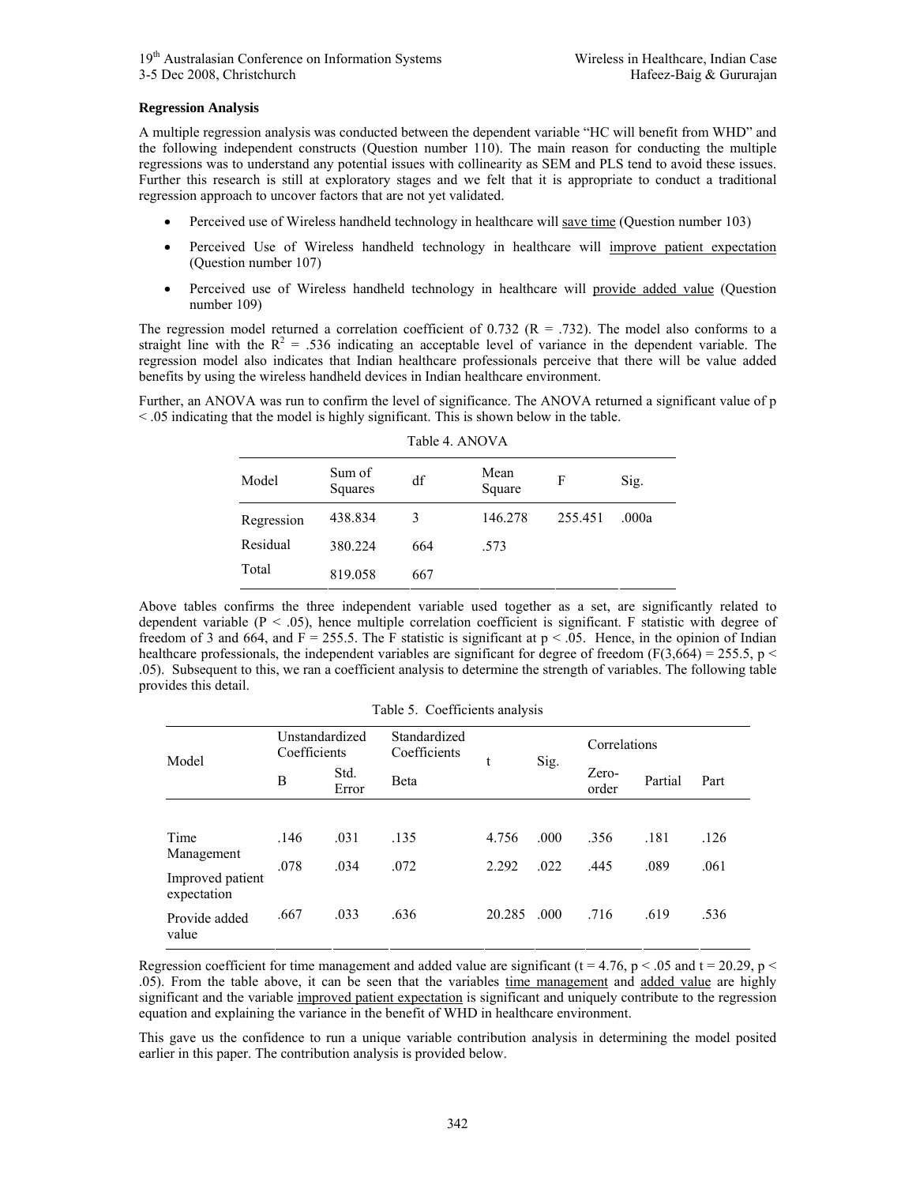**Regression Analysis**

A multiple regression analysis was conducted between the dependent variable "HC will benefit from WHD" and the following independent constructs (Question number 110). The main reason for conducting the multiple regressions was to understand any potential issues with collinearity as SEM and PLS tend to avoid these issues. Further this research is still at exploratory stages and we felt that it is appropriate to conduct a traditional regression approach to uncover factors that are not yet validated.

- Perceived use of Wireless handheld technology in healthcare will <u>save time</u> (Question number 103)
- Perceived Use of Wireless handheld technology in healthcare will <u>improve patient expectation</u> (Question number 107)
- Perceived use of Wireless handheld technology in healthcare will <u>provide added value</u> (Question number 109)

The regression model returned a correlation coefficient of 0.732 (R = .732). The model also conforms to a straight line with the $R^2$ = .536 indicating an acceptable level of variance in the dependent variable. The regression model also indicates that Indian healthcare professionals perceive that there will be value added benefits by using the wireless handheld devices in Indian healthcare environment.

Further, an ANOVA was run to confirm the level of significance. The ANOVA returned a significant value of $p < .05$ indicating that the model is highly significant. This is shown below in the table.

Table 4. ANOVA

| Model | Sum of Squares | df | Mean Square | F | Sig. |
|---|---|---|---|---|---|
| Regression | 438.834 | 3 | 146.278 | 255.451 | .000a |
| Residual | 380.224 | 664 | .573 | | |
| Total | 819.058 | 667 | | | |

Above tables confirms the three independent variable used together as a set, are significantly related to dependent variable ($P < .05$), hence multiple correlation coefficient is significant. F statistic with degree of freedom of 3 and 664, and F = 255.5. The F statistic is significant at $p < .05$. Hence, in the opinion of Indian healthcare professionals, the independent variables are significant for degree of freedom ($F(3,664) = 255.5$, $p < .05$). Subsequent to this, we ran a coefficient analysis to determine the strength of variables. The following table provides this detail.

Table 5. Coefficients analysis

| Model | Unstandardized Coefficients | | Standardized Coefficients | t | Sig. | Correlations | | |
|---|---|---|---|---|---|---|---|---|
| | B | Std. Error | Beta | | | Zero-order | Partial | Part |
| Time Management | .146 | .031 | .135 | 4.756 | .000 | .356 | .181 | .126 |
| Improved patient expectation | .078 | .034 | .072 | 2.292 | .022 | .445 | .089 | .061 |
| Provide added value | .667 | .033 | .636 | 20.285 | .000 | .716 | .619 | .536 |

Regression coefficient for time management and added value are significant ($t = 4.76$, $p < .05$ and $t = 20.29$, $p < .05$). From the table above, it can be seen that the variables <u>time management</u> and <u>added value</u> are highly significant and the variable <u>improved patient expectation</u> is significant and uniquely contribute to the regression equation and explaining the variance in the benefit of WHD in healthcare environment.

This gave us the confidence to run a unique variable contribution analysis in determining the model posited earlier in this paper. The contribution analysis is provided below.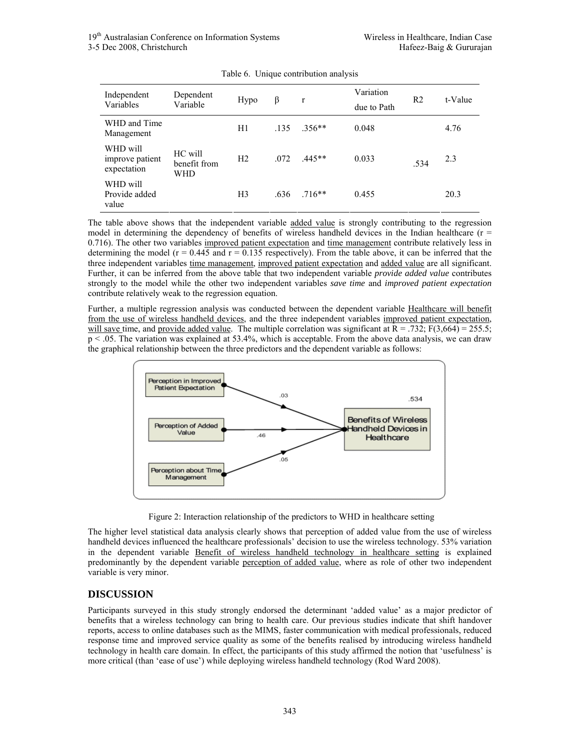Table 6. Unique contribution analysis

| Independent Variables | Dependent Variable | Hypo | β | r | Variation due to Path | R2 | t-Value |
|---|---|---|---|---|---|---|---|
| WHD and Time Management | HC will benefit from WHD | H1 | .135 | .356** | 0.048 | .534 | 4.76 |
| WHD will improve patient expectation | | H2 | .072 | .445** | 0.033 | | 2.3 |
| WHD will Provide added value | | H3 | .636 | .716** | 0.455 | | 20.3 |

The table above shows that the independent variable added value is strongly contributing to the regression model in determining the dependency of benefits of wireless handheld devices in the Indian healthcare (r = 0.716). The other two variables improved patient expectation and time management contribute relatively less in determining the model (r = 0.445 and r = 0.135 respectively). From the table above, it can be inferred that the three independent variables time management, improved patient expectation and added value are all significant. Further, it can be inferred from the above table that two independent variable *provide added value* contributes strongly to the model while the other two independent variables *save time* and *improved patient expectation* contribute relatively weak to the regression equation.

Further, a multiple regression analysis was conducted between the dependent variable Healthcare will benefit from the use of wireless handheld devices, and the three independent variables improved patient expectation, will save time, and provide added value. The multiple correlation was significant at $R = .732$; $F(3,664) = 255.5$; $p < .05$. The variation was explained at 53.4%, which is acceptable. From the above data analysis, we can draw the graphical relationship between the three predictors and the dependent variable as follows:

Figure 2: Interaction relationship of the predictors to WHD in healthcare setting

The higher level statistical data analysis clearly shows that perception of added value from the use of wireless handheld devices influenced the healthcare professionals' decision to use the wireless technology. 53% variation in the dependent variable Benefit of wireless handheld technology in healthcare setting is explained predominantly by the dependent variable perception of added value, where as role of other two independent variable is very minor.

## DISCUSSION

Participants surveyed in this study strongly endorsed the determinant 'added value' as a major predictor of benefits that a wireless technology can bring to health care. Our previous studies indicate that shift handover reports, access to online databases such as the MIMS, faster communication with medical professionals, reduced response time and improved service quality as some of the benefits realised by introducing wireless handheld technology in health care domain. In effect, the participants of this study affirmed the notion that 'usefulness' is more critical (than 'ease of use') while deploying wireless handheld technology (Rod Ward 2008).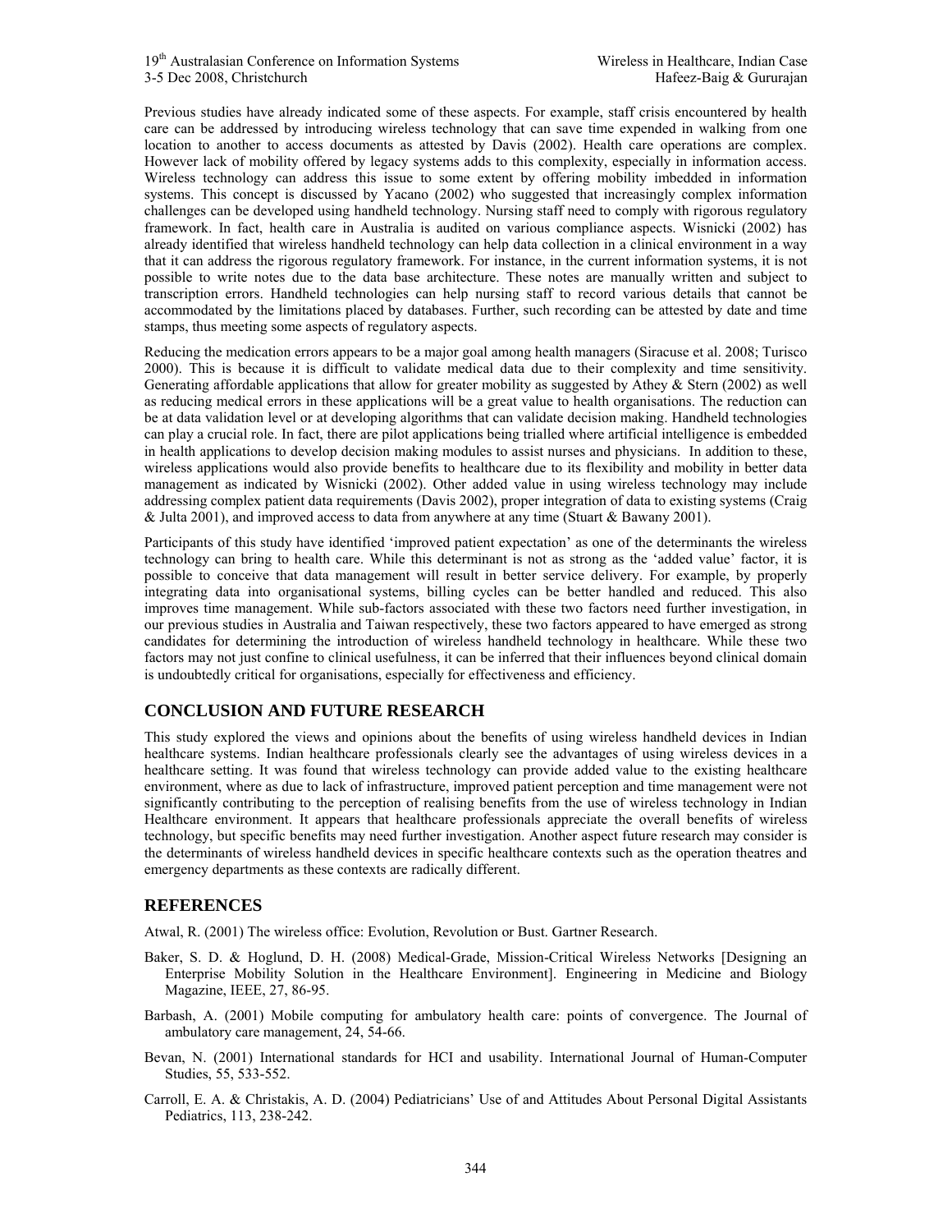Previous studies have already indicated some of these aspects. For example, staff crisis encountered by health care can be addressed by introducing wireless technology that can save time expended in walking from one location to another to access documents as attested by Davis (2002). Health care operations are complex. However lack of mobility offered by legacy systems adds to this complexity, especially in information access. Wireless technology can address this issue to some extent by offering mobility imbedded in information systems. This concept is discussed by Yacano (2002) who suggested that increasingly complex information challenges can be developed using handheld technology. Nursing staff need to comply with rigorous regulatory framework. In fact, health care in Australia is audited on various compliance aspects. Wisnicki (2002) has already identified that wireless handheld technology can help data collection in a clinical environment in a way that it can address the rigorous regulatory framework. For instance, in the current information systems, it is not possible to write notes due to the data base architecture. These notes are manually written and subject to transcription errors. Handheld technologies can help nursing staff to record various details that cannot be accommodated by the limitations placed by databases. Further, such recording can be attested by date and time stamps, thus meeting some aspects of regulatory aspects.

Reducing the medication errors appears to be a major goal among health managers (Siracuse et al. 2008; Turisco 2000). This is because it is difficult to validate medical data due to their complexity and time sensitivity. Generating affordable applications that allow for greater mobility as suggested by Athey & Stern (2002) as well as reducing medical errors in these applications will be a great value to health organisations. The reduction can be at data validation level or at developing algorithms that can validate decision making. Handheld technologies can play a crucial role. In fact, there are pilot applications being trialled where artificial intelligence is embedded in health applications to develop decision making modules to assist nurses and physicians. In addition to these, wireless applications would also provide benefits to healthcare due to its flexibility and mobility in better data management as indicated by Wisnicki (2002). Other added value in using wireless technology may include addressing complex patient data requirements (Davis 2002), proper integration of data to existing systems (Craig & Julta 2001), and improved access to data from anywhere at any time (Stuart & Bawany 2001).

Participants of this study have identified 'improved patient expectation' as one of the determinants the wireless technology can bring to health care. While this determinant is not as strong as the 'added value' factor, it is possible to conceive that data management will result in better service delivery. For example, by properly integrating data into organisational systems, billing cycles can be better handled and reduced. This also improves time management. While sub-factors associated with these two factors need further investigation, in our previous studies in Australia and Taiwan respectively, these two factors appeared to have emerged as strong candidates for determining the introduction of wireless handheld technology in healthcare. While these two factors may not just confine to clinical usefulness, it can be inferred that their influences beyond clinical domain is undoubtedly critical for organisations, especially for effectiveness and efficiency.

## CONCLUSION AND FUTURE RESEARCH

This study explored the views and opinions about the benefits of using wireless handheld devices in Indian healthcare systems. Indian healthcare professionals clearly see the advantages of using wireless devices in a healthcare setting. It was found that wireless technology can provide added value to the existing healthcare environment, where as due to lack of infrastructure, improved patient perception and time management were not significantly contributing to the perception of realising benefits from the use of wireless technology in Indian Healthcare environment. It appears that healthcare professionals appreciate the overall benefits of wireless technology, but specific benefits may need further investigation. Another aspect future research may consider is the determinants of wireless handheld devices in specific healthcare contexts such as the operation theatres and emergency departments as these contexts are radically different.

## REFERENCES

Atwal, R. (2001) The wireless office: Evolution, Revolution or Bust. Gartner Research.

Baker, S. D. & Hoglund, D. H. (2008) Medical-Grade, Mission-Critical Wireless Networks [Designing an Enterprise Mobility Solution in the Healthcare Environment]. Engineering in Medicine and Biology Magazine, IEEE, 27, 86-95.

Barbash, A. (2001) Mobile computing for ambulatory health care: points of convergence. The Journal of ambulatory care management, 24, 54-66.

Bevan, N. (2001) International standards for HCI and usability. International Journal of Human-Computer Studies, 55, 533-552.

Carroll, E. A. & Christakis, A. D. (2004) Pediatricians' Use of and Attitudes About Personal Digital Assistants Pediatrics, 113, 238-242.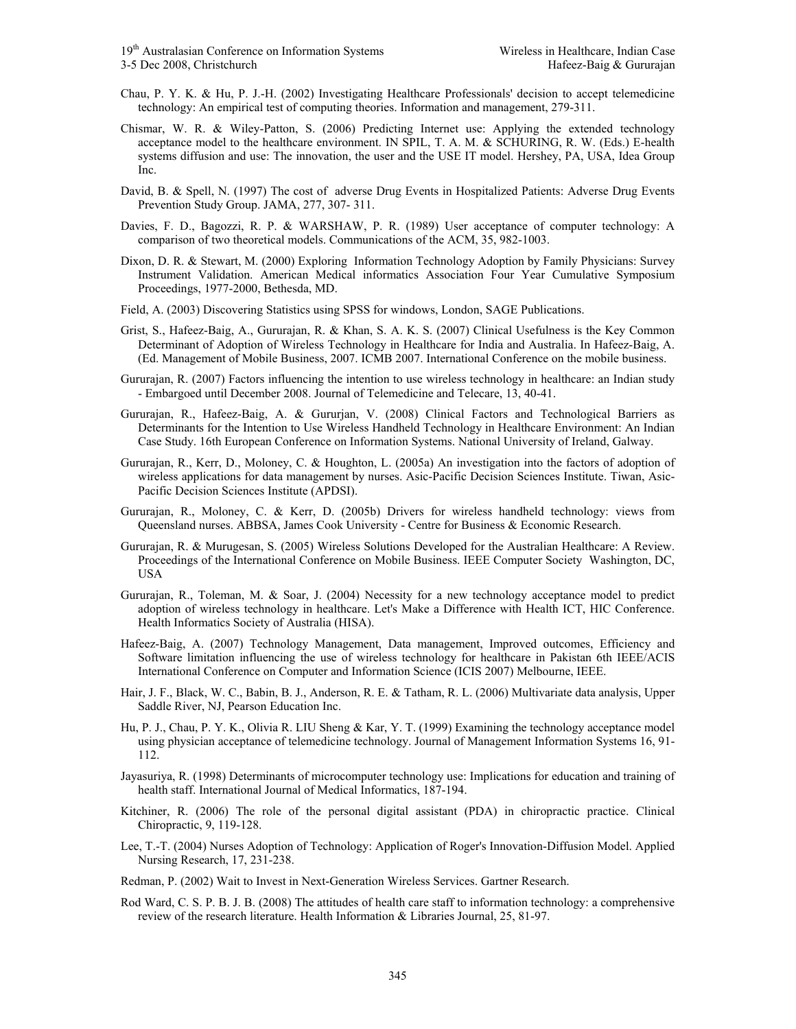Chau, P. Y. K. & Hu, P. J.-H. (2002) Investigating Healthcare Professionals' decision to accept telemedicine technology: An empirical test of computing theories. Information and management, 279-311.

Chismar, W. R. & Wiley-Patton, S. (2006) Predicting Internet use: Applying the extended technology acceptance model to the healthcare environment. IN SPIL, T. A. M. & SCHURING, R. W. (Eds.) E-health systems diffusion and use: The innovation, the user and the USE IT model. Hershey, PA, USA, Idea Group Inc.

David, B. & Spell, N. (1997) The cost of adverse Drug Events in Hospitalized Patients: Adverse Drug Events Prevention Study Group. JAMA, 277, 307- 311.

Davies, F. D., Bagozzi, R. P. & WARSHAW, P. R. (1989) User acceptance of computer technology: A comparison of two theoretical models. Communications of the ACM, 35, 982-1003.

Dixon, D. R. & Stewart, M. (2000) Exploring Information Technology Adoption by Family Physicians: Survey Instrument Validation. American Medical informatics Association Four Year Cumulative Symposium Proceedings, 1977-2000, Bethesda, MD.

Field, A. (2003) Discovering Statistics using SPSS for windows, London, SAGE Publications.

Grist, S., Hafeez-Baig, A., Gururajan, R. & Khan, S. A. K. S. (2007) Clinical Usefulness is the Key Common Determinant of Adoption of Wireless Technology in Healthcare for India and Australia. In Hafeez-Baig, A. (Ed. Management of Mobile Business, 2007. ICMB 2007. International Conference on the mobile business.

Gururajan, R. (2007) Factors influencing the intention to use wireless technology in healthcare: an Indian study - Embargoed until December 2008. Journal of Telemedicine and Telecare, 13, 40-41.

Gururajan, R., Hafeez-Baig, A. & Gururjan, V. (2008) Clinical Factors and Technological Barriers as Determinants for the Intention to Use Wireless Handheld Technology in Healthcare Environment: An Indian Case Study. 16th European Conference on Information Systems. National University of Ireland, Galway.

Gururajan, R., Kerr, D., Moloney, C. & Houghton, L. (2005a) An investigation into the factors of adoption of wireless applications for data management by nurses. Asic-Pacific Decision Sciences Institute. Tiwan, Asic-Pacific Decision Sciences Institute (APDSI).

Gururajan, R., Moloney, C. & Kerr, D. (2005b) Drivers for wireless handheld technology: views from Queensland nurses. ABBSA, James Cook University - Centre for Business & Economic Research.

Gururajan, R. & Murugesan, S. (2005) Wireless Solutions Developed for the Australian Healthcare: A Review. Proceedings of the International Conference on Mobile Business. IEEE Computer Society Washington, DC, USA

Gururajan, R., Toleman, M. & Soar, J. (2004) Necessity for a new technology acceptance model to predict adoption of wireless technology in healthcare. Let's Make a Difference with Health ICT, HIC Conference. Health Informatics Society of Australia (HISA).

Hafeez-Baig, A. (2007) Technology Management, Data management, Improved outcomes, Efficiency and Software limitation influencing the use of wireless technology for healthcare in Pakistan 6th IEEE/ACIS International Conference on Computer and Information Science (ICIS 2007) Melbourne, IEEE.

Hair, J. F., Black, W. C., Babin, B. J., Anderson, R. E. & Tatham, R. L. (2006) Multivariate data analysis, Upper Saddle River, NJ, Pearson Education Inc.

Hu, P. J., Chau, P. Y. K., Olivia R. LIU Sheng & Kar, Y. T. (1999) Examining the technology acceptance model using physician acceptance of telemedicine technology. Journal of Management Information Systems 16, 91-112.

Jayasuriya, R. (1998) Determinants of microcomputer technology use: Implications for education and training of health staff. International Journal of Medical Informatics, 187-194.

Kitchiner, R. (2006) The role of the personal digital assistant (PDA) in chiropractic practice. Clinical Chiropractic, 9, 119-128.

Lee, T.-T. (2004) Nurses Adoption of Technology: Application of Roger's Innovation-Diffusion Model. Applied Nursing Research, 17, 231-238.

Redman, P. (2002) Wait to Invest in Next-Generation Wireless Services. Gartner Research.

Rod Ward, C. S. P. B. J. B. (2008) The attitudes of health care staff to information technology: a comprehensive review of the research literature. Health Information & Libraries Journal, 25, 81-97.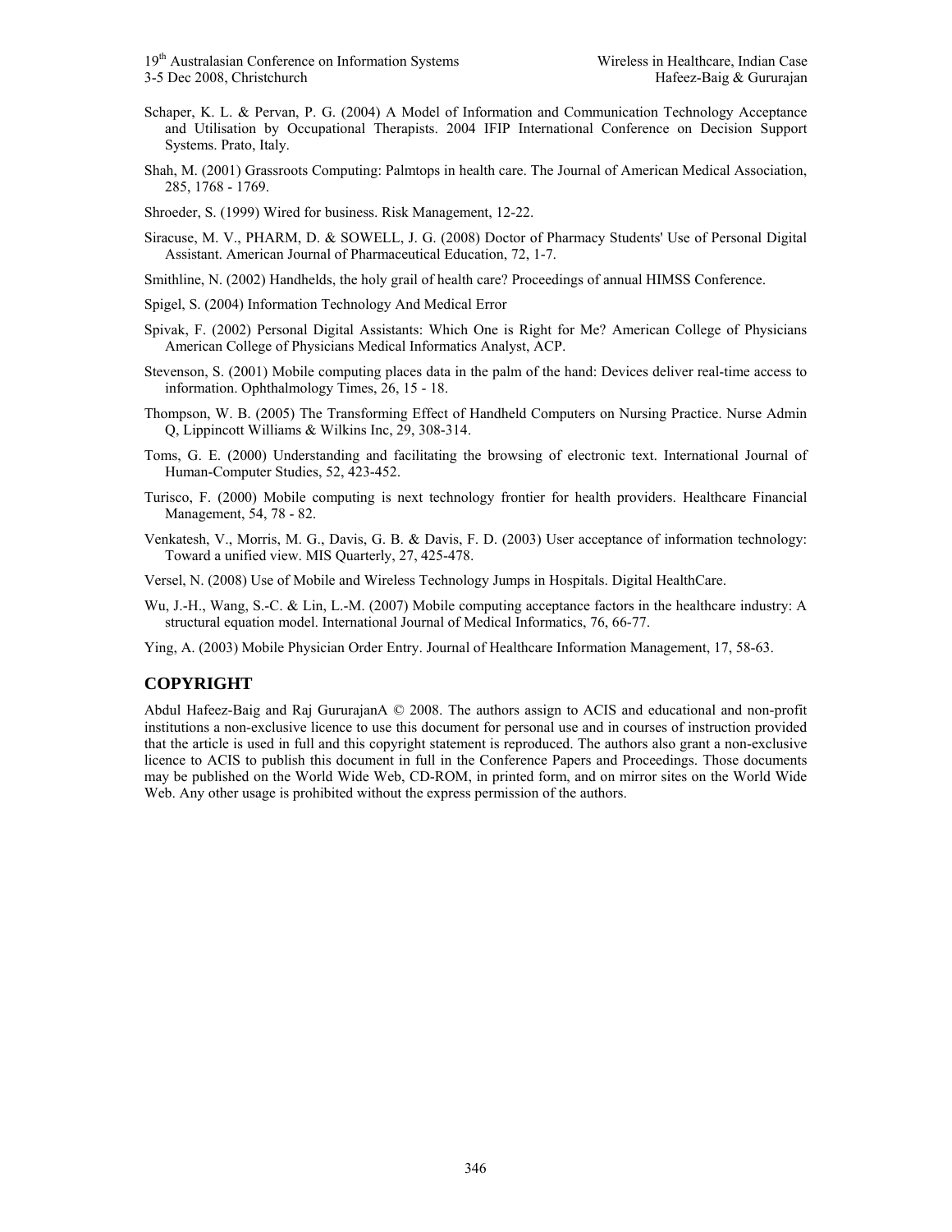Schaper, K. L. & Pervan, P. G. (2004) A Model of Information and Communication Technology Acceptance and Utilisation by Occupational Therapists. 2004 IFIP International Conference on Decision Support Systems. Prato, Italy.

Shah, M. (2001) Grassroots Computing: Palmtops in health care. The Journal of American Medical Association, 285, 1768 - 1769.

Shroeder, S. (1999) Wired for business. Risk Management, 12-22.

Siracuse, M. V., PHARM, D. & SOWELL, J. G. (2008) Doctor of Pharmacy Students' Use of Personal Digital Assistant. American Journal of Pharmaceutical Education, 72, 1-7.

Smithline, N. (2002) Handhelds, the holy grail of health care? Proceedings of annual HIMSS Conference.

Spigel, S. (2004) Information Technology And Medical Error

Spivak, F. (2002) Personal Digital Assistants: Which One is Right for Me? American College of Physicians American College of Physicians Medical Informatics Analyst, ACP.

Stevenson, S. (2001) Mobile computing places data in the palm of the hand: Devices deliver real-time access to information. Ophthalmology Times, 26, 15 - 18.

Thompson, W. B. (2005) The Transforming Effect of Handheld Computers on Nursing Practice. Nurse Admin Q, Lippincott Williams & Wilkins Inc, 29, 308-314.

Toms, G. E. (2000) Understanding and facilitating the browsing of electronic text. International Journal of Human-Computer Studies, 52, 423-452.

Turisco, F. (2000) Mobile computing is next technology frontier for health providers. Healthcare Financial Management, 54, 78 - 82.

Venkatesh, V., Morris, M. G., Davis, G. B. & Davis, F. D. (2003) User acceptance of information technology: Toward a unified view. MIS Quarterly, 27, 425-478.

Versel, N. (2008) Use of Mobile and Wireless Technology Jumps in Hospitals. Digital HealthCare.

Wu, J.-H., Wang, S.-C. & Lin, L.-M. (2007) Mobile computing acceptance factors in the healthcare industry: A structural equation model. International Journal of Medical Informatics, 76, 66-77.

Ying, A. (2003) Mobile Physician Order Entry. Journal of Healthcare Information Management, 17, 58-63.

## COPYRIGHT

Abdul Hafeez-Baig and Raj GururajanA © 2008. The authors assign to ACIS and educational and non-profit institutions a non-exclusive licence to use this document for personal use and in courses of instruction provided that the article is used in full and this copyright statement is reproduced. The authors also grant a non-exclusive licence to ACIS to publish this document in full in the Conference Papers and Proceedings. Those documents may be published on the World Wide Web, CD-ROM, in printed form, and on mirror sites on the World Wide Web. Any other usage is prohibited without the express permission of the authors.